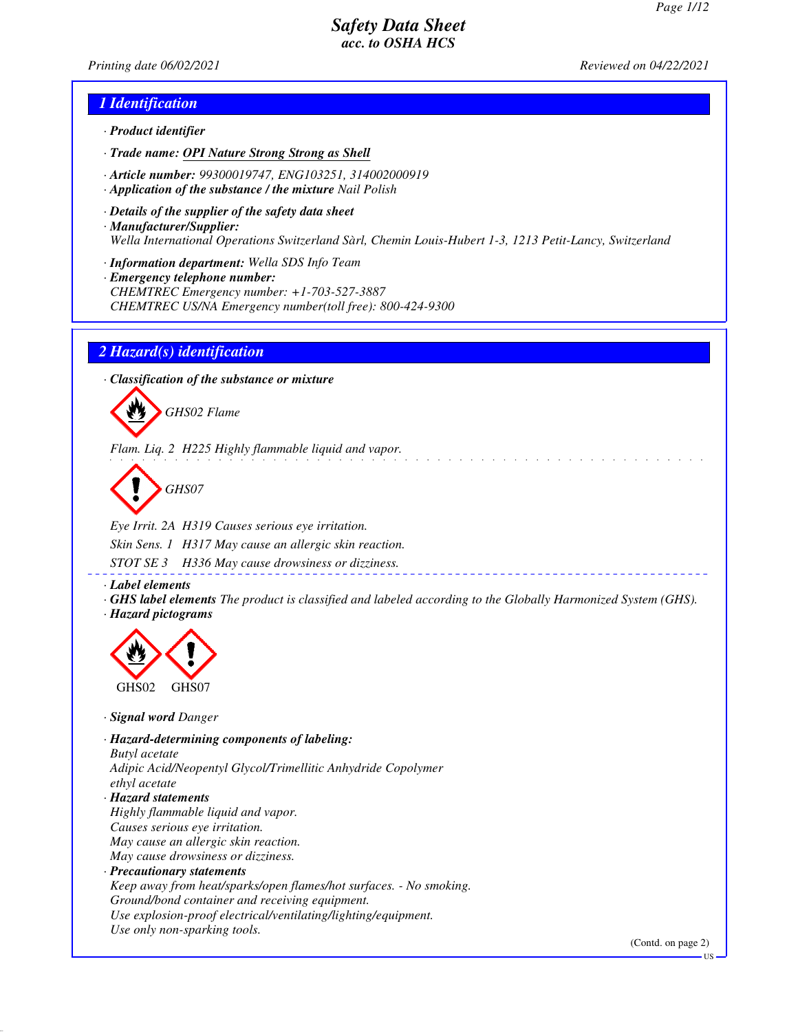# Safety Data Sheet
## acc. to OSHA HCS

*Printing date 06/02/2021* *Reviewed on 04/22/2021*

## 1 Identification

- **Product identifier**
- **Trade name: OPI Nature Strong Strong as Shell**
- **Article number:** 99300019747, ENG103251, 314002000919
- **Application of the substance / the mixture** Nail Polish
- **Details of the supplier of the safety data sheet**
- **Manufacturer/Supplier:**
  Wella International Operations Switzerland Sàrl, Chemin Louis-Hubert 1-3, 1213 Petit-Lancy, Switzerland
- **Information department:** Wella SDS Info Team
- **Emergency telephone number:**
  CHEMTREC Emergency number: +1-703-527-3887
  CHEMTREC US/NA Emergency number(toll free): 800-424-9300

## 2 Hazard(s) identification

- **Classification of the substance or mixture**

GHS02 Flame

Flam. Liq. 2 H225 Highly flammable liquid and vapor.

GHS07

Eye Irrit. 2A H319 Causes serious eye irritation.

Skin Sens. 1 H317 May cause an allergic skin reaction.

STOT SE 3 H336 May cause drowsiness or dizziness.

- **Label elements**
- **GHS label elements** The product is classified and labeled according to the Globally Harmonized System (GHS).
- **Hazard pictograms**

GHS02 GHS07

- **Signal word** Danger
- **Hazard-determining components of labeling:**
  Butyl acetate
  Adipic Acid/Neopentyl Glycol/Trimellitic Anhydride Copolymer
  ethyl acetate
- **Hazard statements**
  Highly flammable liquid and vapor.
  Causes serious eye irritation.
  May cause an allergic skin reaction.
  May cause drowsiness or dizziness.
- **Precautionary statements**
  Keep away from heat/sparks/open flames/hot surfaces. - No smoking.
  Ground/bond container and receiving equipment.
  Use explosion-proof electrical/ventilating/lighting/equipment.
  Use only non-sparking tools.

(Contd. on page 2)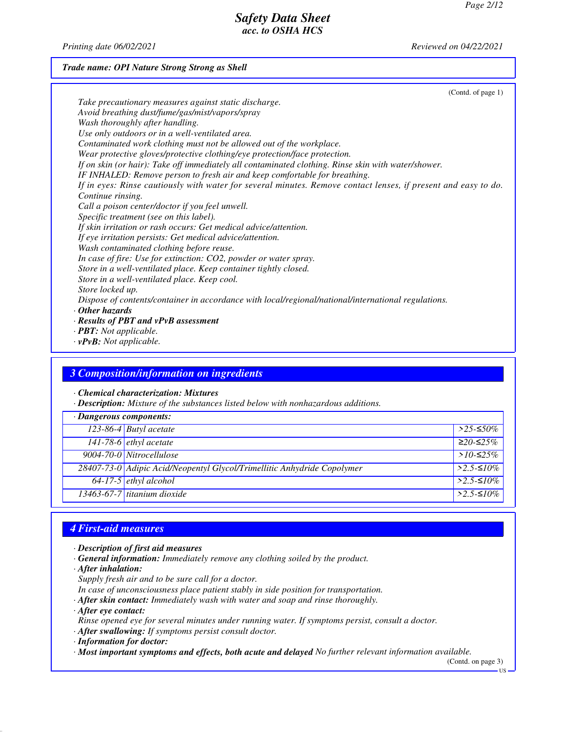**Trade name: OPI Nature Strong Strong as Shell**

(Contd. of page 1)

Take precautionary measures against static discharge.
Avoid breathing dust/fume/gas/mist/vapors/spray
Wash thoroughly after handling.
Use only outdoors or in a well-ventilated area.
Contaminated work clothing must not be allowed out of the workplace.
Wear protective gloves/protective clothing/eye protection/face protection.
If on skin (or hair): Take off immediately all contaminated clothing. Rinse skin with water/shower.
IF INHALED: Remove person to fresh air and keep comfortable for breathing.
If in eyes: Rinse cautiously with water for several minutes. Remove contact lenses, if present and easy to do. Continue rinsing.
Call a poison center/doctor if you feel unwell.
Specific treatment (see on this label).
If skin irritation or rash occurs: Get medical advice/attention.
If eye irritation persists: Get medical advice/attention.
Wash contaminated clothing before reuse.
In case of fire: Use for extinction: $CO_2$, powder or water spray.
Store in a well-ventilated place. Keep container tightly closed.
Store in a well-ventilated place. Keep cool.
Store locked up.
Dispose of contents/container in accordance with local/regional/national/international regulations.

· **Other hazards**
· **Results of PBT and vPvB assessment**
· **PBT:** Not applicable.
· **vPvB:** Not applicable.

## 3 Composition/information on ingredients

· **Chemical characterization: Mixtures**
· **Description:** Mixture of the substances listed below with nonhazardous additions.

| · Dangerous components: | | |
|---|---|---|
| 123-86-4 | Butyl acetate | >25-≤50% |
| 141-78-6 | ethyl acetate | ≥20-≤25% |
| 9004-70-0 | Nitrocellulose | >10-≤25% |
| 28407-73-0 | Adipic Acid/Neopentyl Glycol/Trimellitic Anhydride Copolymer | >2.5-≤10% |
| 64-17-5 | ethyl alcohol | >2.5-≤10% |
| 13463-67-7 | titanium dioxide | >2.5-≤10% |

## 4 First-aid measures

· **Description of first aid measures**
· **General information:** Immediately remove any clothing soiled by the product.
· **After inhalation:**
Supply fresh air and to be sure call for a doctor.
In case of unconsciousness place patient stably in side position for transportation.
· **After skin contact:** Immediately wash with water and soap and rinse thoroughly.
· **After eye contact:**
Rinse opened eye for several minutes under running water. If symptoms persist, consult a doctor.
· **After swallowing:** If symptoms persist consult doctor.
· **Information for doctor:**
· **Most important symptoms and effects, both acute and delayed** No further relevant information available.

(Contd. on page 3)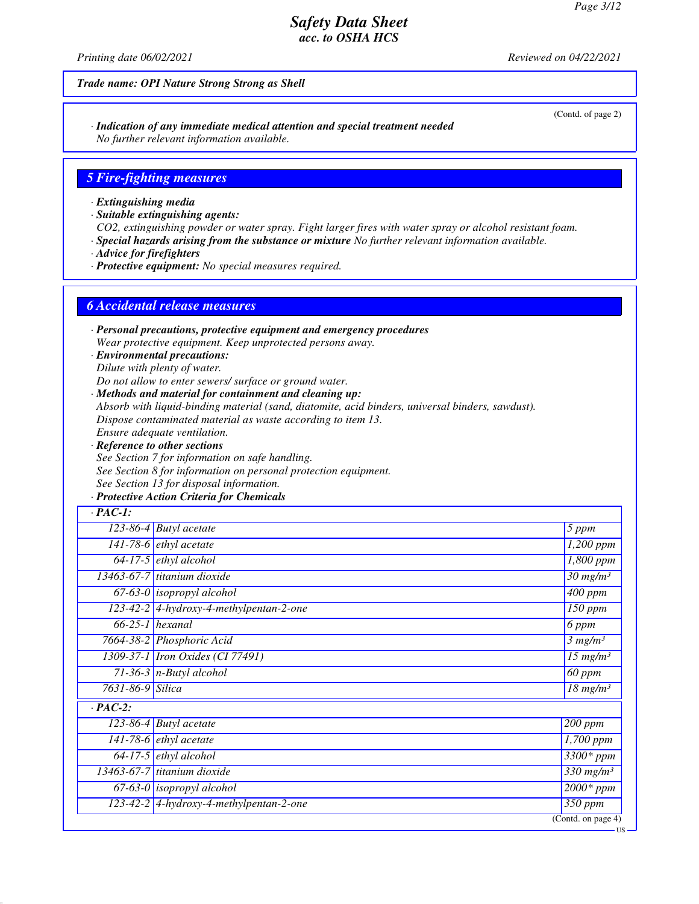Trade name: OPI Nature Strong Strong as Shell

(Contd. of page 2)

· **Indication of any immediate medical attention and special treatment needed**
No further relevant information available.

## 5 Fire-fighting measures

· **Extinguishing media**
· **Suitable extinguishing agents:**
$CO_2$, extinguishing powder or water spray. Fight larger fires with water spray or alcohol resistant foam.
· **Special hazards arising from the substance or mixture** No further relevant information available.
· **Advice for firefighters**
· **Protective equipment:** No special measures required.

## 6 Accidental release measures

· **Personal precautions, protective equipment and emergency procedures**
Wear protective equipment. Keep unprotected persons away.
· **Environmental precautions:**
Dilute with plenty of water.
Do not allow to enter sewers/ surface or ground water.
· **Methods and material for containment and cleaning up:**
Absorb with liquid-binding material (sand, diatomite, acid binders, universal binders, sawdust).
Dispose contaminated material as waste according to item 13.
Ensure adequate ventilation.
· **Reference to other sections**
See Section 7 for information on safe handling.
See Section 8 for information on personal protection equipment.
See Section 13 for disposal information.
· **Protective Action Criteria for Chemicals**

| · **PAC-1:** | | |
|---|---|---|
| 123-86-4 | Butyl acetate | 5 ppm |
| 141-78-6 | ethyl acetate | 1,200 ppm |
| 64-17-5 | ethyl alcohol | 1,800 ppm |
| 13463-67-7 | titanium dioxide | 30 mg/m³ |
| 67-63-0 | isopropyl alcohol | 400 ppm |
| 123-42-2 | 4-hydroxy-4-methylpentan-2-one | 150 ppm |
| 66-25-1 | hexanal | 6 ppm |
| 7664-38-2 | Phosphoric Acid | 3 mg/m³ |
| 1309-37-1 | Iron Oxides (CI 77491) | 15 mg/m³ |
| 71-36-3 | n-Butyl alcohol | 60 ppm |
| 7631-86-9 | Silica | 18 mg/m³ |
| · **PAC-2:** | | |
| 123-86-4 | Butyl acetate | 200 ppm |
| 141-78-6 | ethyl acetate | 1,700 ppm |
| 64-17-5 | ethyl alcohol | 3300* ppm |
| 13463-67-7 | titanium dioxide | 330 mg/m³ |
| 67-63-0 | isopropyl alcohol | 2000* ppm |
| 123-42-2 | 4-hydroxy-4-methylpentan-2-one | 350 ppm |

(Contd. on page 4)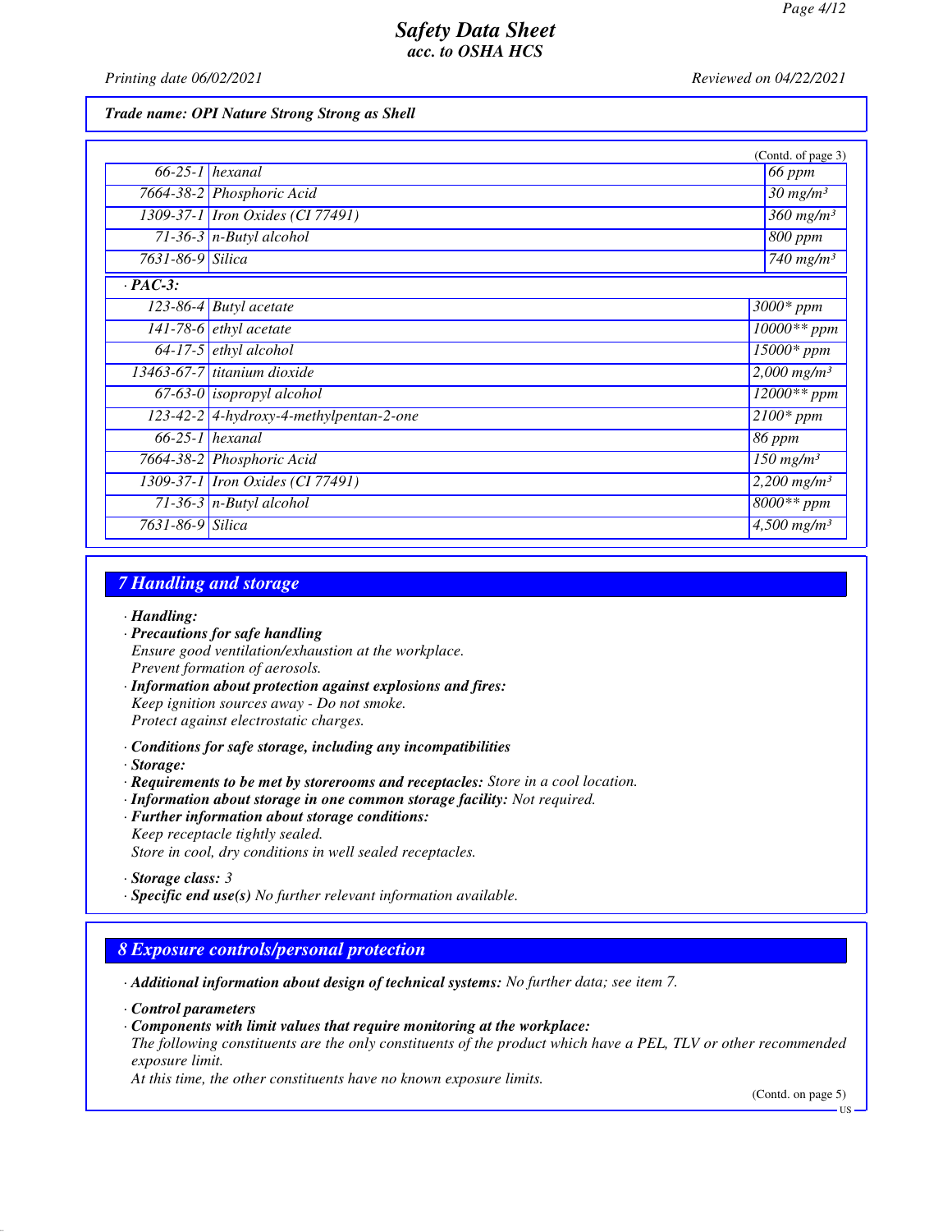**Trade name: OPI Nature Strong Strong as Shell**

(Contd. of page 3)

| | | |
|---|---|---|
| 66-25-1 | hexanal | 66 ppm |
| 7664-38-2 | Phosphoric Acid | 30 mg/m³ |
| 1309-37-1 | Iron Oxides (CI 77491) | 360 mg/m³ |
| 71-36-3 | n-Butyl alcohol | 800 ppm |
| 7631-86-9 | Silica | 740 mg/m³ |
| **· PAC-3:** | | |
| 123-86-4 | Butyl acetate | 3000* ppm |
| 141-78-6 | ethyl acetate | 10000** ppm |
| 64-17-5 | ethyl alcohol | 15000* ppm |
| 13463-67-7 | titanium dioxide | 2,000 mg/m³ |
| 67-63-0 | isopropyl alcohol | 12000** ppm |
| 123-42-2 | 4-hydroxy-4-methylpentan-2-one | 2100* ppm |
| 66-25-1 | hexanal | 86 ppm |
| 7664-38-2 | Phosphoric Acid | 150 mg/m³ |
| 1309-37-1 | Iron Oxides (CI 77491) | 2,200 mg/m³ |
| 71-36-3 | n-Butyl alcohol | 8000** ppm |
| 7631-86-9 | Silica | 4,500 mg/m³ |

## 7 Handling and storage

· **Handling:**

· **Precautions for safe handling**
Ensure good ventilation/exhaustion at the workplace.
Prevent formation of aerosols.

· **Information about protection against explosions and fires:**
Keep ignition sources away - Do not smoke.
Protect against electrostatic charges.

· **Conditions for safe storage, including any incompatibilities**

· **Storage:**

· **Requirements to be met by storerooms and receptacles:** Store in a cool location.

· **Information about storage in one common storage facility:** Not required.

· **Further information about storage conditions:**
Keep receptacle tightly sealed.
Store in cool, dry conditions in well sealed receptacles.

· **Storage class:** 3

· **Specific end use(s)** No further relevant information available.

## 8 Exposure controls/personal protection

· **Additional information about design of technical systems:** No further data; see item 7.

· **Control parameters**

· **Components with limit values that require monitoring at the workplace:**
The following constituents are the only constituents of the product which have a PEL, TLV or other recommended exposure limit.
At this time, the other constituents have no known exposure limits.

(Contd. on page 5)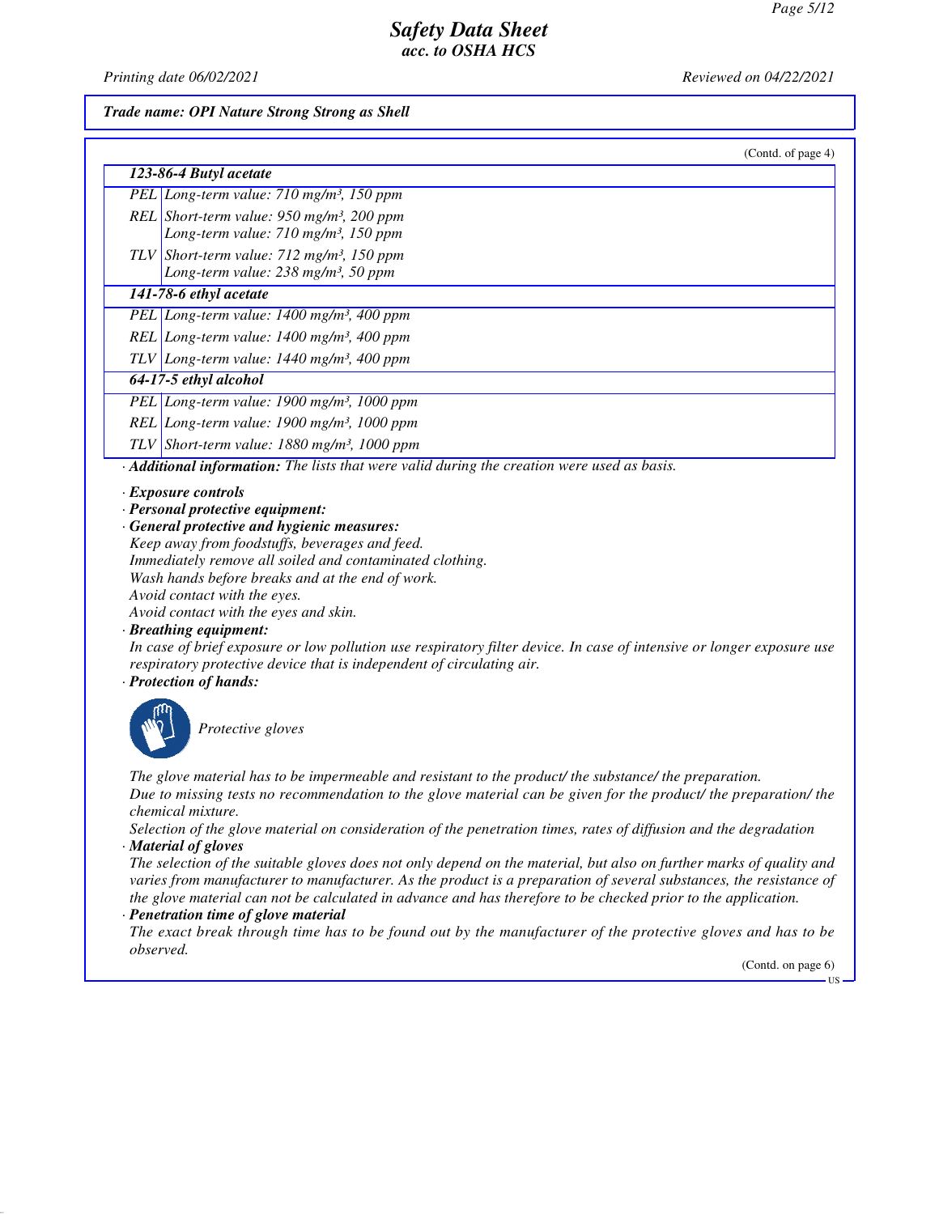*Trade name: OPI Nature Strong Strong as Shell*

(Contd. of page 4)

| **123-86-4 Butyl acetate** | |
|---|---|
| PEL | Long-term value: 710 mg/m³, 150 ppm |
| REL | Short-term value: 950 mg/m³, 200 ppm<br>Long-term value: 710 mg/m³, 150 ppm |
| TLV | Short-term value: 712 mg/m³, 150 ppm<br>Long-term value: 238 mg/m³, 50 ppm |
| **141-78-6 ethyl acetate** | |
| PEL | Long-term value: 1400 mg/m³, 400 ppm |
| REL | Long-term value: 1400 mg/m³, 400 ppm |
| TLV | Long-term value: 1440 mg/m³, 400 ppm |
| **64-17-5 ethyl alcohol** | |
| PEL | Long-term value: 1900 mg/m³, 1000 ppm |
| REL | Long-term value: 1900 mg/m³, 1000 ppm |
| TLV | Short-term value: 1880 mg/m³, 1000 ppm |

· **Additional information:** The lists that were valid during the creation were used as basis.

· **Exposure controls**
· **Personal protective equipment:**
· **General protective and hygienic measures:**
Keep away from foodstuffs, beverages and feed.
Immediately remove all soiled and contaminated clothing.
Wash hands before breaks and at the end of work.
Avoid contact with the eyes.
Avoid contact with the eyes and skin.
· **Breathing equipment:**
In case of brief exposure or low pollution use respiratory filter device. In case of intensive or longer exposure use respiratory protective device that is independent of circulating air.
· **Protection of hands:**

Protective gloves

The glove material has to be impermeable and resistant to the product/ the substance/ the preparation.
Due to missing tests no recommendation to the glove material can be given for the product/ the preparation/ the chemical mixture.
Selection of the glove material on consideration of the penetration times, rates of diffusion and the degradation
· **Material of gloves**
The selection of the suitable gloves does not only depend on the material, but also on further marks of quality and varies from manufacturer to manufacturer. As the product is a preparation of several substances, the resistance of the glove material can not be calculated in advance and has therefore to be checked prior to the application.
· **Penetration time of glove material**
The exact break through time has to be found out by the manufacturer of the protective gloves and has to be observed.

(Contd. on page 6)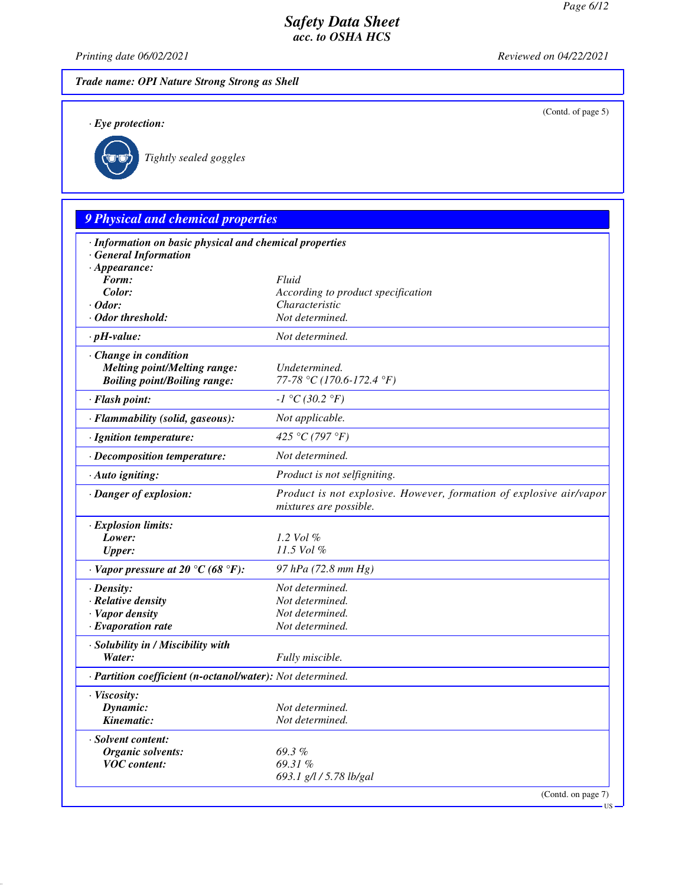*Safety Data Sheet*
*acc. to OSHA HCS*

*Printing date 06/02/2021* *Reviewed on 04/22/2021*

**Trade name: OPI Nature Strong Strong as Shell**

(Contd. of page 5)

**· Eye protection:**

Tightly sealed goggles

## 9 Physical and chemical properties

| | |
|---|---|
| **· Information on basic physical and chemical properties** | |
| **· General Information** | |
| **· Appearance:** | |
| **Form:** | Fluid |
| **Color:** | According to product specification |
| **· Odor:** | Characteristic |
| **· Odor threshold:** | Not determined. |
| **· pH-value:** | Not determined. |
| **· Change in condition** | |
| **Melting point/Melting range:** | Undetermined. |
| **Boiling point/Boiling range:** | 77-78 °C (170.6-172.4 °F) |
| **· Flash point:** | -1 °C (30.2 °F) |
| **· Flammability (solid, gaseous):** | Not applicable. |
| **· Ignition temperature:** | 425 °C (797 °F) |
| **· Decomposition temperature:** | Not determined. |
| **· Auto igniting:** | Product is not selfigniting. |
| **· Danger of explosion:** | Product is not explosive. However, formation of explosive air/vapor mixtures are possible. |
| **· Explosion limits:** | |
| **Lower:** | 1.2 Vol % |
| **Upper:** | 11.5 Vol % |
| **· Vapor pressure at 20 °C (68 °F):** | 97 hPa (72.8 mm Hg) |
| **· Density:** | Not determined. |
| **· Relative density** | Not determined. |
| **· Vapor density** | Not determined. |
| **· Evaporation rate** | Not determined. |
| **· Solubility in / Miscibility with** | |
| **Water:** | Fully miscible. |
| **· Partition coefficient (n-octanol/water):** | Not determined. |
| **· Viscosity:** | |
| **Dynamic:** | Not determined. |
| **Kinematic:** | Not determined. |
| **· Solvent content:** | |
| **Organic solvents:** | 69.3 % |
| **VOC content:** | 69.31 % |
| | 693.1 g/l / 5.78 lb/gal |

(Contd. on page 7)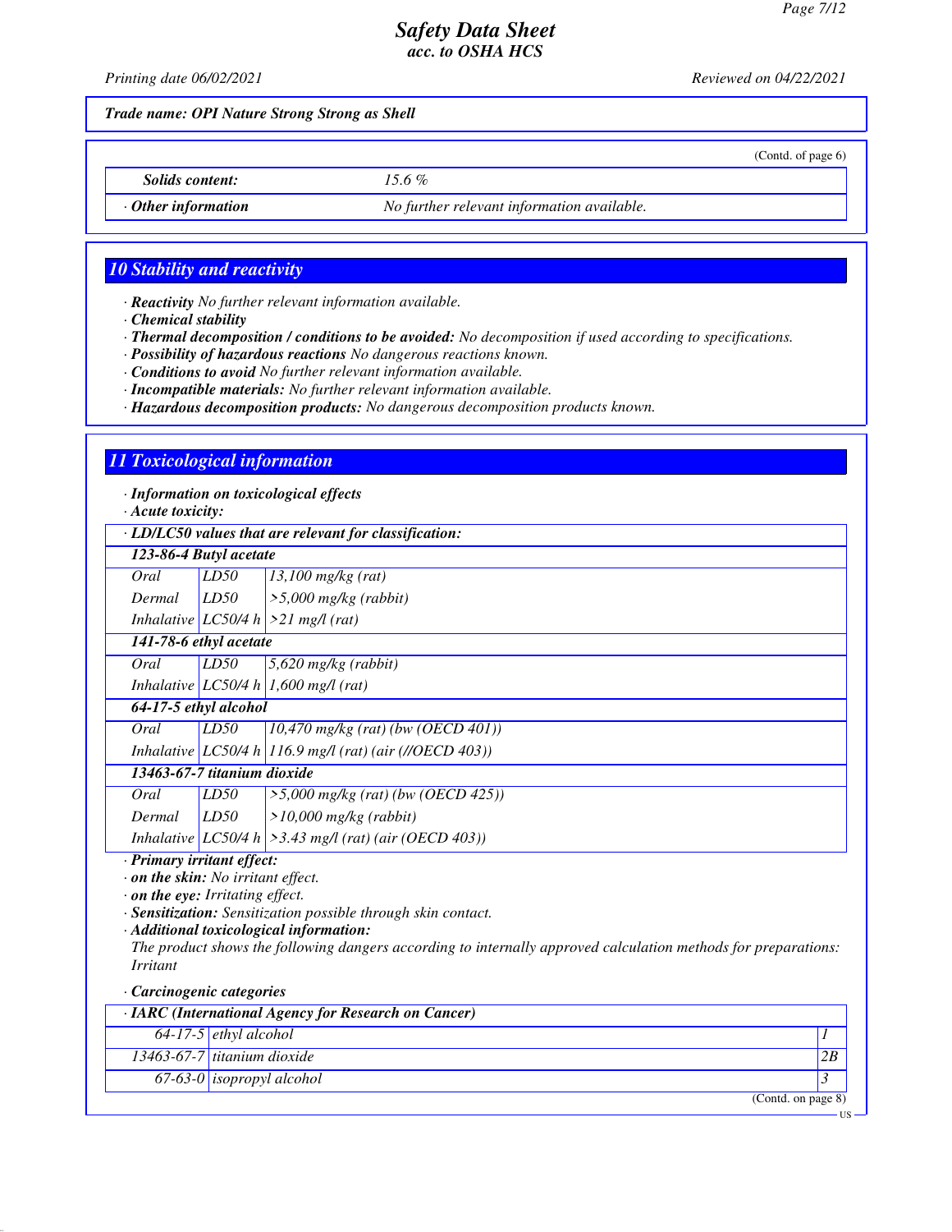**Trade name: OPI Nature Strong Strong as Shell**

(Contd. of page 6)

| | |
|---|---|
| **Solids content:** | 15.6 % |
| · **Other information** | No further relevant information available. |

## 10 Stability and reactivity

· **Reactivity** No further relevant information available.
· **Chemical stability**
· **Thermal decomposition / conditions to be avoided:** No decomposition if used according to specifications.
· **Possibility of hazardous reactions** No dangerous reactions known.
· **Conditions to avoid** No further relevant information available.
· **Incompatible materials:** No further relevant information available.
· **Hazardous decomposition products:** No dangerous decomposition products known.

## 11 Toxicological information

· **Information on toxicological effects**
· **Acute toxicity:**

| · **LD/LC50 values that are relevant for classification:** | | |
|---|---|---|
| **123-86-4 Butyl acetate** | | |
| Oral | LD50 | 13,100 mg/kg (rat) |
| Dermal | LD50 | >5,000 mg/kg (rabbit) |
| Inhalative | LC50/4 h | >21 mg/l (rat) |
| **141-78-6 ethyl acetate** | | |
| Oral | LD50 | 5,620 mg/kg (rabbit) |
| Inhalative | LC50/4 h | 1,600 mg/l (rat) |
| **64-17-5 ethyl alcohol** | | |
| Oral | LD50 | 10,470 mg/kg (rat) (bw (OECD 401)) |
| Inhalative | LC50/4 h | 116.9 mg/l (rat) (air (//OECD 403)) |
| **13463-67-7 titanium dioxide** | | |
| Oral | LD50 | >5,000 mg/kg (rat) (bw (OECD 425)) |
| Dermal | LD50 | >10,000 mg/kg (rabbit) |
| Inhalative | LC50/4 h | >3.43 mg/l (rat) (air (OECD 403)) |

· **Primary irritant effect:**
· **on the skin:** No irritant effect.
· **on the eye:** Irritating effect.
· **Sensitization:** Sensitization possible through skin contact.
· **Additional toxicological information:**
The product shows the following dangers according to internally approved calculation methods for preparations:
Irritant

· **Carcinogenic categories**

| · **IARC (International Agency for Research on Cancer)** | | |
|---|---|---|
| 64-17-5 | ethyl alcohol | 1 |
| 13463-67-7 | titanium dioxide | 2B |
| 67-63-0 | isopropyl alcohol | 3 |

(Contd. on page 8)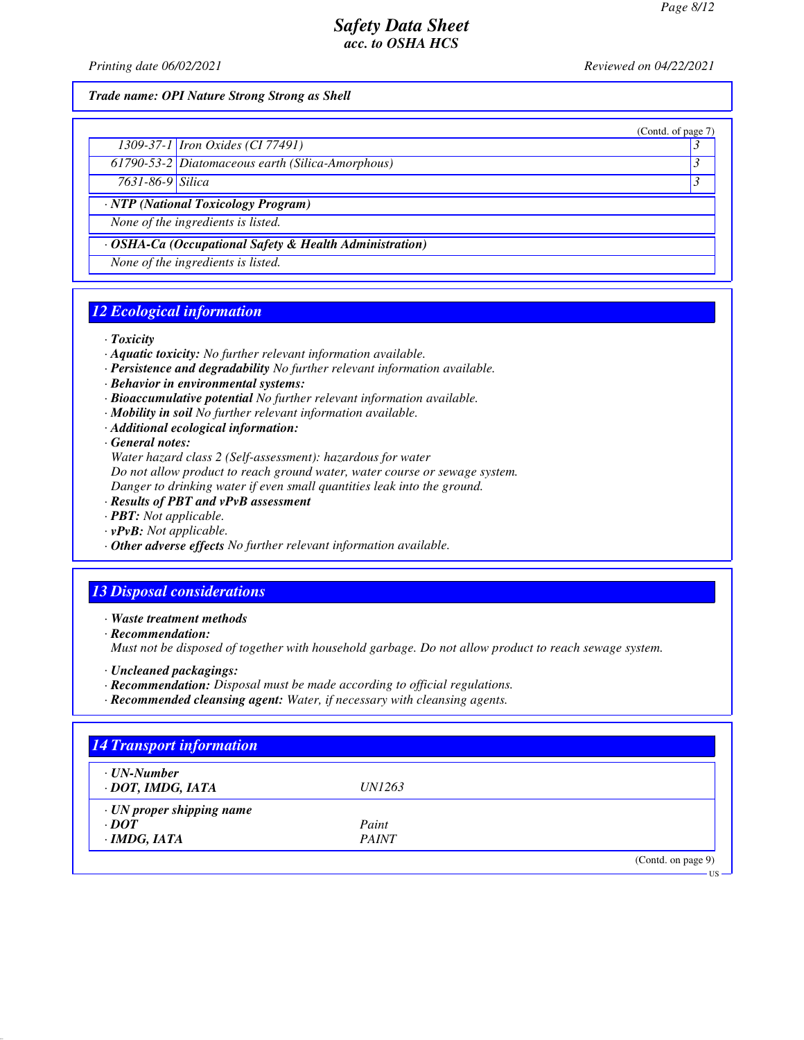Trade name: OPI Nature Strong Strong as Shell

(Contd. of page 7)

| | | |
|---|---|---|
| 1309-37-1 | Iron Oxides (CI 77491) | 3 |
| 61790-53-2 | Diatomaceous earth (Silica-Amorphous) | 3 |
| 7631-86-9 | Silica | 3 |

· **NTP (National Toxicology Program)**

None of the ingredients is listed.

· **OSHA-Ca (Occupational Safety & Health Administration)**

None of the ingredients is listed.

## 12 Ecological information

· **Toxicity**
· **Aquatic toxicity:** No further relevant information available.
· **Persistence and degradability** No further relevant information available.
· **Behavior in environmental systems:**
· **Bioaccumulative potential** No further relevant information available.
· **Mobility in soil** No further relevant information available.
· **Additional ecological information:**
· **General notes:**
Water hazard class 2 (Self-assessment): hazardous for water
Do not allow product to reach ground water, water course or sewage system.
Danger to drinking water if even small quantities leak into the ground.
· **Results of PBT and vPvB assessment**
· **PBT:** Not applicable.
· **vPvB:** Not applicable.
· **Other adverse effects** No further relevant information available.

## 13 Disposal considerations

· **Waste treatment methods**
· **Recommendation:**
Must not be disposed of together with household garbage. Do not allow product to reach sewage system.

· **Uncleaned packagings:**
· **Recommendation:** Disposal must be made according to official regulations.
· **Recommended cleansing agent:** Water, if necessary with cleansing agents.

## 14 Transport information

| | |
|---|---|
| · **UN-Number** | |
| · **DOT, IMDG, IATA** | UN1263 |
| · **UN proper shipping name** | |
| · **DOT** | Paint |
| · **IMDG, IATA** | PAINT |

(Contd. on page 9)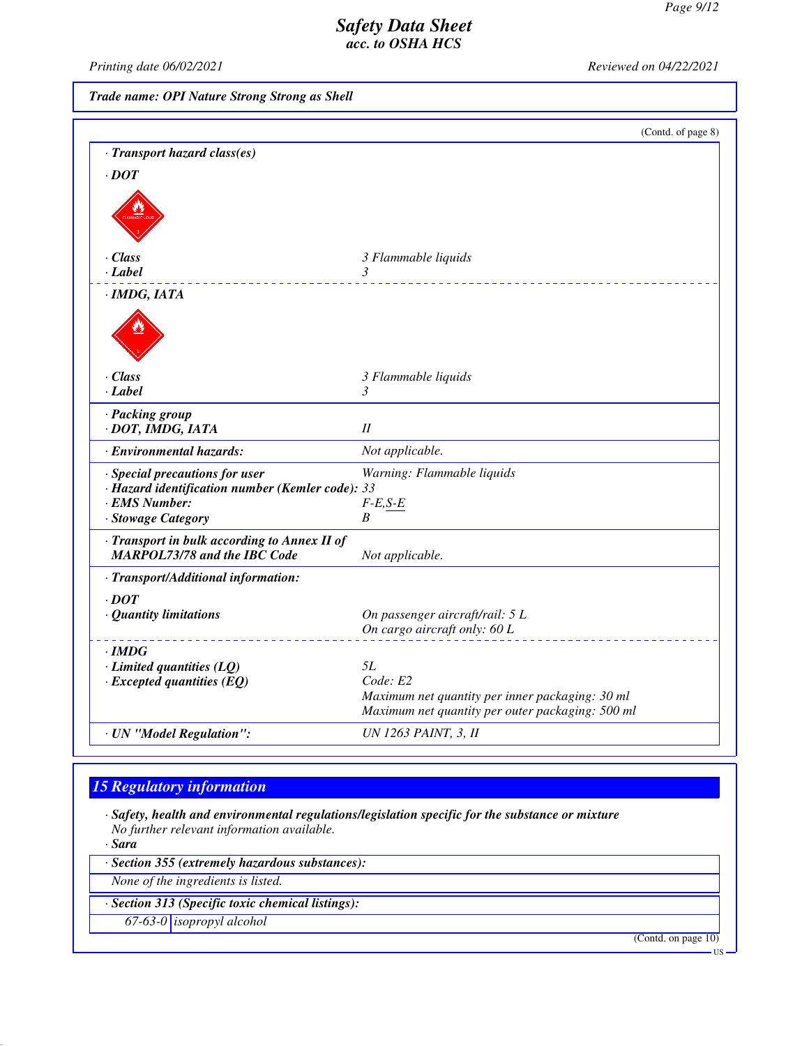**Trade name: OPI Nature Strong Strong as Shell**

(Contd. of page 8)

· **Transport hazard class(es)**

· **DOT**

| | |
|---|---|
| · **Class** | 3 Flammable liquids |
| · **Label** | 3 |

· **IMDG, IATA**

| | |
|---|---|
| · **Class** | 3 Flammable liquids |
| · **Label** | 3 |

| | |
|---|---|
| · **Packing group** · **DOT, IMDG, IATA** | II |
| · **Environmental hazards:** | Not applicable. |
| · **Special precautions for user** | Warning: Flammable liquids |
| · **Hazard identification number (Kemler code):** | 33 |
| · **EMS Number:** | F-E,S-E |
| · **Stowage Category** | B |
| · **Transport in bulk according to Annex II of MARPOL73/78 and the IBC Code** | Not applicable. |

· **Transport/Additional information:**

· **DOT**

| | |
|---|---|
| · **Quantity limitations** | On passenger aircraft/rail: 5 L<br>On cargo aircraft only: 60 L |

· **IMDG**

| | |
|---|---|
| · **Limited quantities (LQ)** | 5L |
| · **Excepted quantities (EQ)** | Code: E2<br>Maximum net quantity per inner packaging: 30 ml<br>Maximum net quantity per outer packaging: 500 ml |
| · **UN "Model Regulation":** | UN 1263 PAINT, 3, II |

## 15 Regulatory information

· **Safety, health and environmental regulations/legislation specific for the substance or mixture**
No further relevant information available.

· **Sara**

· **Section 355 (extremely hazardous substances):**

None of the ingredients is listed.

· **Section 313 (Specific toxic chemical listings):**

| | |
|---|---|
| 67-63-0 | isopropyl alcohol |

(Contd. on page 10)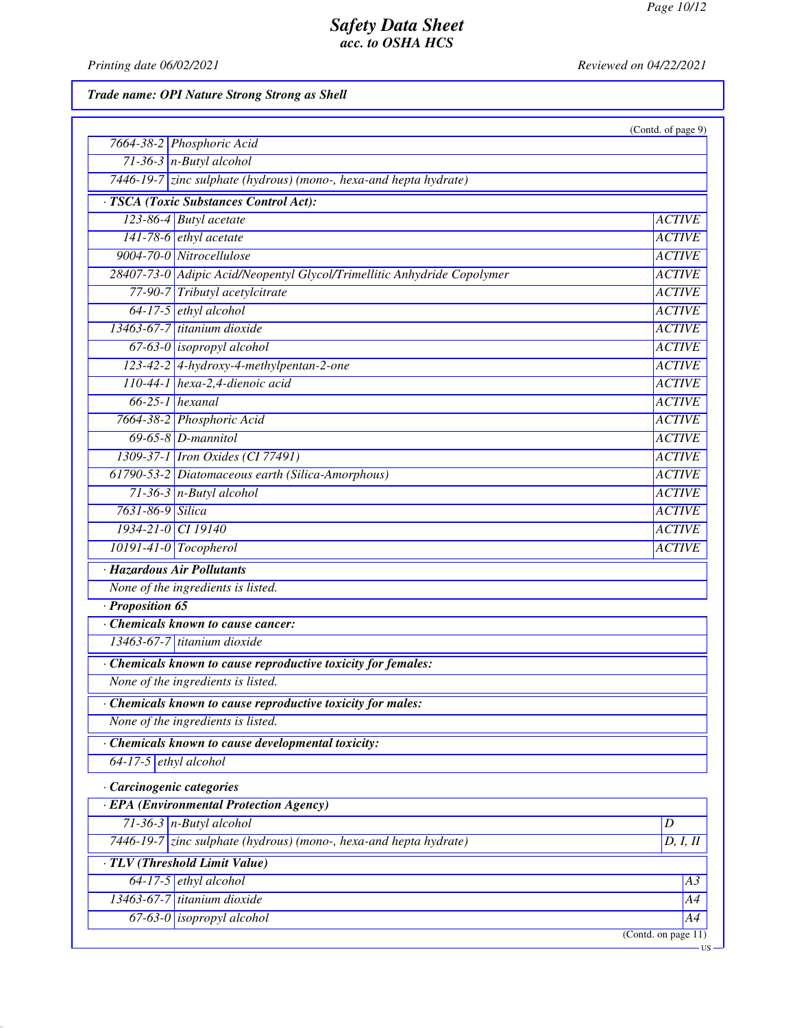# Safety Data Sheet
## acc. to OSHA HCS

*Printing date 06/02/2021* *Reviewed on 04/22/2021*

**Trade name: OPI Nature Strong Strong as Shell**

(Contd. of page 9)

| | |
|---|---|
| 7664-38-2 | Phosphoric Acid |
| 71-36-3 | n-Butyl alcohol |
| 7446-19-7 | zinc sulphate (hydrous) (mono-, hexa-and hepta hydrate) |

**· TSCA (Toxic Substances Control Act):**

| | | |
|---|---|---|
| 123-86-4 | Butyl acetate | ACTIVE |
| 141-78-6 | ethyl acetate | ACTIVE |
| 9004-70-0 | Nitrocellulose | ACTIVE |
| 28407-73-0 | Adipic Acid/Neopentyl Glycol/Trimellitic Anhydride Copolymer | ACTIVE |
| 77-90-7 | Tributyl acetylcitrate | ACTIVE |
| 64-17-5 | ethyl alcohol | ACTIVE |
| 13463-67-7 | titanium dioxide | ACTIVE |
| 67-63-0 | isopropyl alcohol | ACTIVE |
| 123-42-2 | 4-hydroxy-4-methylpentan-2-one | ACTIVE |
| 110-44-1 | hexa-2,4-dienoic acid | ACTIVE |
| 66-25-1 | hexanal | ACTIVE |
| 7664-38-2 | Phosphoric Acid | ACTIVE |
| 69-65-8 | D-mannitol | ACTIVE |
| 1309-37-1 | Iron Oxides (CI 77491) | ACTIVE |
| 61790-53-2 | Diatomaceous earth (Silica-Amorphous) | ACTIVE |
| 71-36-3 | n-Butyl alcohol | ACTIVE |
| 7631-86-9 | Silica | ACTIVE |
| 1934-21-0 | CI 19140 | ACTIVE |
| 10191-41-0 | Tocopherol | ACTIVE |

**· Hazardous Air Pollutants**

None of the ingredients is listed.

**· Proposition 65**

**· Chemicals known to cause cancer:**

| | |
|---|---|
| 13463-67-7 | titanium dioxide |

**· Chemicals known to cause reproductive toxicity for females:**

None of the ingredients is listed.

**· Chemicals known to cause reproductive toxicity for males:**

None of the ingredients is listed.

**· Chemicals known to cause developmental toxicity:**

| | |
|---|---|
| 64-17-5 | ethyl alcohol |

**· Carcinogenic categories**

**· EPA (Environmental Protection Agency)**

| | | |
|---|---|---|
| 71-36-3 | n-Butyl alcohol | D |
| 7446-19-7 | zinc sulphate (hydrous) (mono-, hexa-and hepta hydrate) | D, I, II |

**· TLV (Threshold Limit Value)**

| | | |
|---|---|---|
| 64-17-5 | ethyl alcohol | A3 |
| 13463-67-7 | titanium dioxide | A4 |
| 67-63-0 | isopropyl alcohol | A4 |

(Contd. on page 11)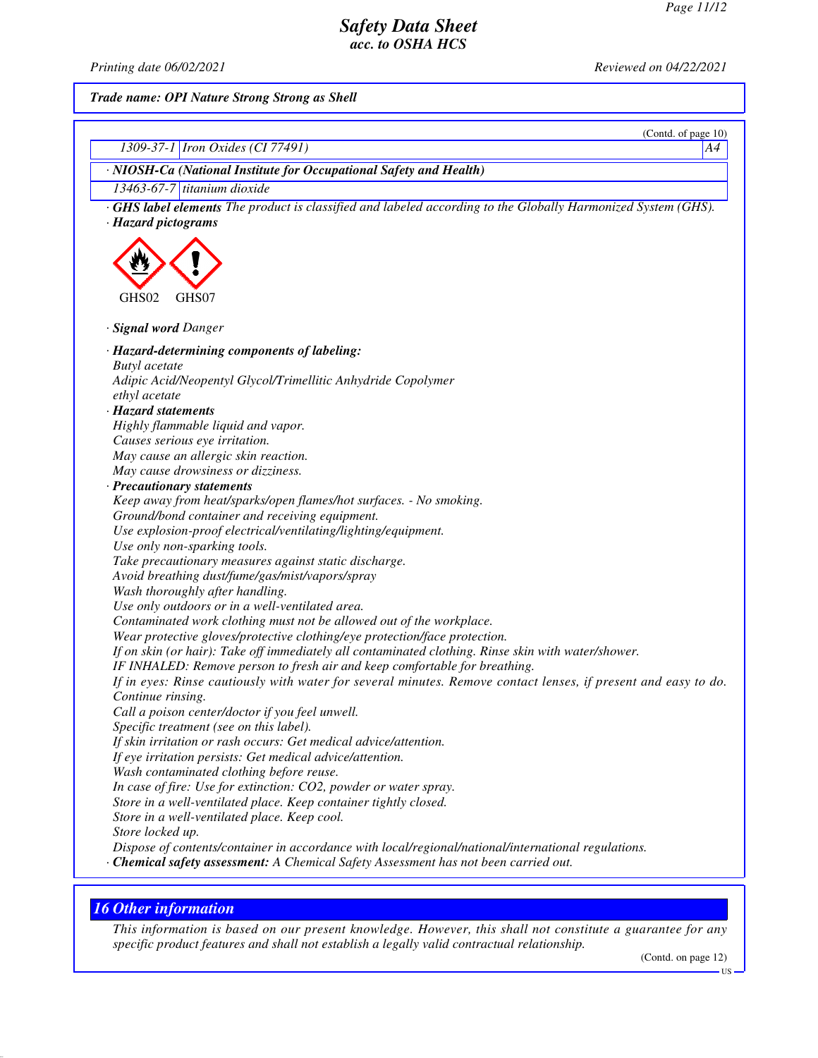*Trade name: OPI Nature Strong Strong as Shell*

(Contd. of page 10)

| | | |
|---|---|---|
| 1309-37-1 | Iron Oxides (CI 77491) | A4 |

· **NIOSH-Ca (National Institute for Occupational Safety and Health)**

| | |
|---|---|
| 13463-67-7 | titanium dioxide |

· **GHS label elements** The product is classified and labeled according to the Globally Harmonized System (GHS).

· **Hazard pictograms**

GHS02 GHS07

· **Signal word** Danger

· **Hazard-determining components of labeling:**
Butyl acetate
Adipic Acid/Neopentyl Glycol/Trimellitic Anhydride Copolymer
ethyl acetate

· **Hazard statements**
Highly flammable liquid and vapor.
Causes serious eye irritation.
May cause an allergic skin reaction.
May cause drowsiness or dizziness.

· **Precautionary statements**
Keep away from heat/sparks/open flames/hot surfaces. - No smoking.
Ground/bond container and receiving equipment.
Use explosion-proof electrical/ventilating/lighting/equipment.
Use only non-sparking tools.
Take precautionary measures against static discharge.
Avoid breathing dust/fume/gas/mist/vapors/spray
Wash thoroughly after handling.
Use only outdoors or in a well-ventilated area.
Contaminated work clothing must not be allowed out of the workplace.
Wear protective gloves/protective clothing/eye protection/face protection.
If on skin (or hair): Take off immediately all contaminated clothing. Rinse skin with water/shower.
IF INHALED: Remove person to fresh air and keep comfortable for breathing.
If in eyes: Rinse cautiously with water for several minutes. Remove contact lenses, if present and easy to do. Continue rinsing.
Call a poison center/doctor if you feel unwell.
Specific treatment (see on this label).
If skin irritation or rash occurs: Get medical advice/attention.
If eye irritation persists: Get medical advice/attention.
Wash contaminated clothing before reuse.
In case of fire: Use for extinction: CO2, powder or water spray.
Store in a well-ventilated place. Keep container tightly closed.
Store in a well-ventilated place. Keep cool.
Store locked up.
Dispose of contents/container in accordance with local/regional/national/international regulations.

· **Chemical safety assessment:** A Chemical Safety Assessment has not been carried out.

## 16 Other information

This information is based on our present knowledge. However, this shall not constitute a guarantee for any specific product features and shall not establish a legally valid contractual relationship.

(Contd. on page 12)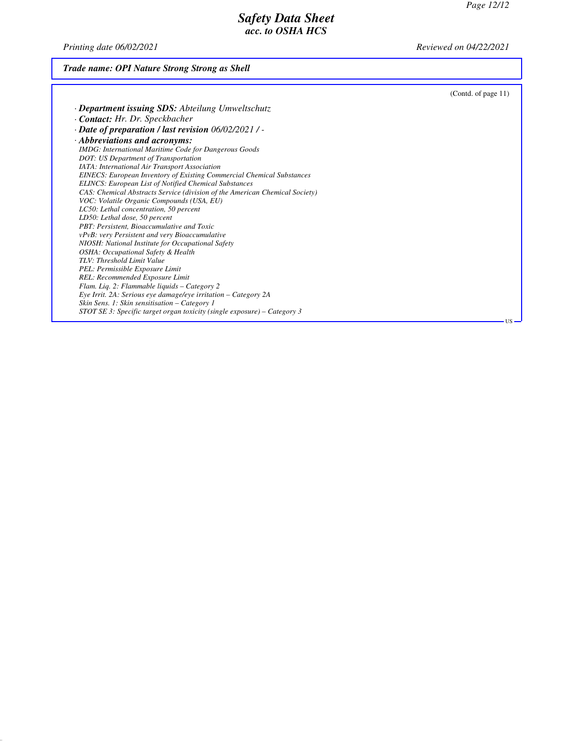(Contd. of page 11)

· ***Department issuing SDS:*** *Abteilung Umweltschutz*
· ***Contact:*** *Hr. Dr. Speckbacher*
· ***Date of preparation / last revision*** *06/02/2021 / -*
· ***Abbreviations and acronyms:***
*IMDG: International Maritime Code for Dangerous Goods*
*DOT: US Department of Transportation*
*IATA: International Air Transport Association*
*EINECS: European Inventory of Existing Commercial Chemical Substances*
*ELINCS: European List of Notified Chemical Substances*
*CAS: Chemical Abstracts Service (division of the American Chemical Society)*
*VOC: Volatile Organic Compounds (USA, EU)*
*LC50: Lethal concentration, 50 percent*
*LD50: Lethal dose, 50 percent*
*PBT: Persistent, Bioaccumulative and Toxic*
*vPvB: very Persistent and very Bioaccumulative*
*NIOSH: National Institute for Occupational Safety*
*OSHA: Occupational Safety & Health*
*TLV: Threshold Limit Value*
*PEL: Permissible Exposure Limit*
*REL: Recommended Exposure Limit*
*Flam. Liq. 2: Flammable liquids – Category 2*
*Eye Irrit. 2A: Serious eye damage/eye irritation – Category 2A*
*Skin Sens. 1: Skin sensitisation – Category 1*
*STOT SE 3: Specific target organ toxicity (single exposure) – Category 3*